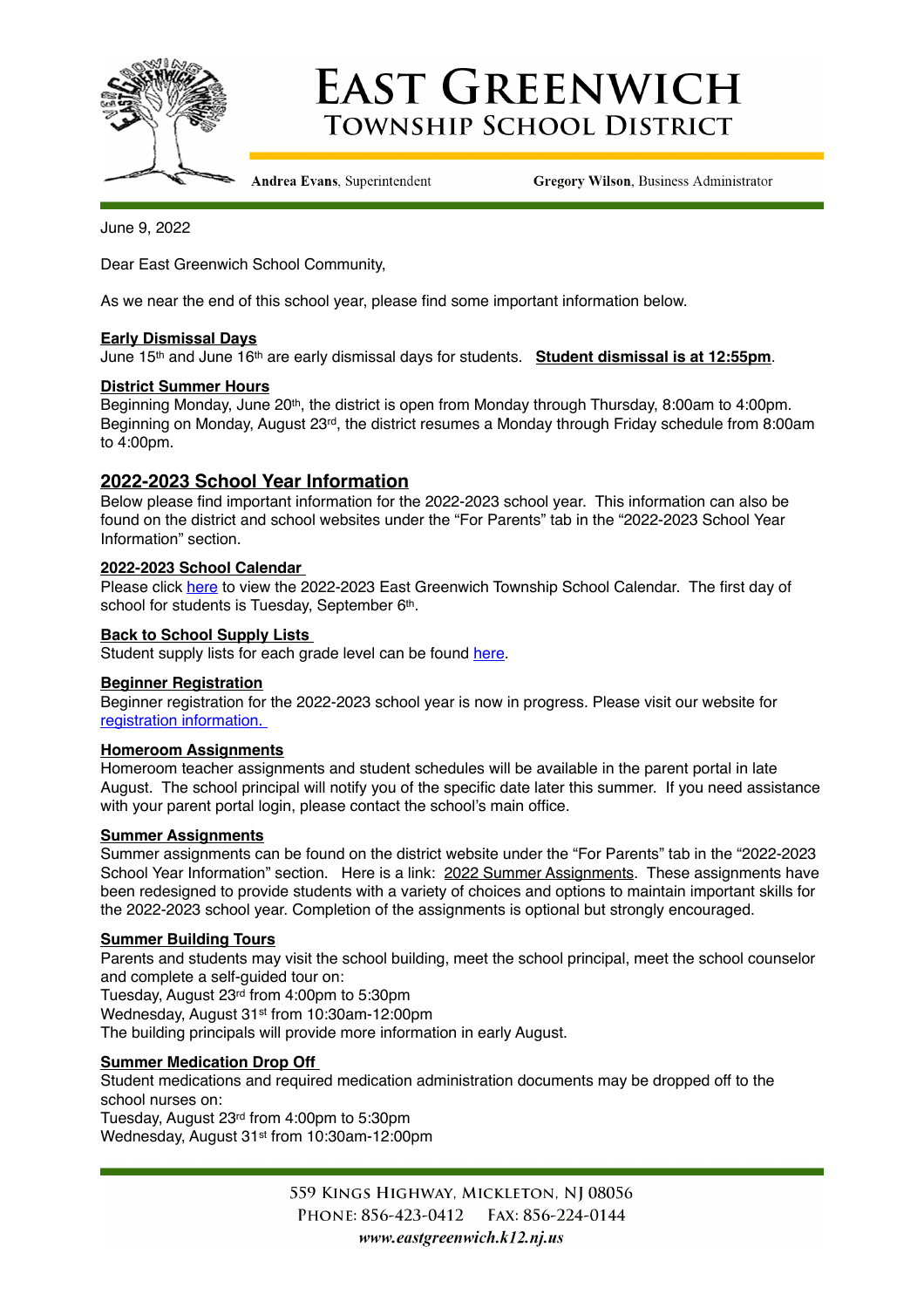# EAST GREENWICH TOWNSHIP SCHOOL DISTRICT

**Andrea Evans**, Superintendent     **Gregory Wilson**, Business Administrator

June 9, 2022

Dear East Greenwich School Community,

As we near the end of this school year, please find some important information below.

**Early Dismissal Days**
June 15th and June 16th are early dismissal days for students. **Student dismissal is at 12:55pm**.

**District Summer Hours**
Beginning Monday, June 20th, the district is open from Monday through Thursday, 8:00am to 4:00pm. Beginning on Monday, August 23rd, the district resumes a Monday through Friday schedule from 8:00am to 4:00pm.

## 2022-2023 School Year Information

Below please find important information for the 2022-2023 school year. This information can also be found on the district and school websites under the "For Parents" tab in the "2022-2023 School Year Information" section.

**2022-2023 School Calendar**
Please click here to view the 2022-2023 East Greenwich Township School Calendar. The first day of school for students is Tuesday, September 6th.

**Back to School Supply Lists**
Student supply lists for each grade level can be found here.

**Beginner Registration**
Beginner registration for the 2022-2023 school year is now in progress. Please visit our website for registration information.

**Homeroom Assignments**
Homeroom teacher assignments and student schedules will be available in the parent portal in late August. The school principal will notify you of the specific date later this summer. If you need assistance with your parent portal login, please contact the school's main office.

**Summer Assignments**
Summer assignments can be found on the district website under the "For Parents" tab in the "2022-2023 School Year Information" section. Here is a link: 2022 Summer Assignments. These assignments have been redesigned to provide students with a variety of choices and options to maintain important skills for the 2022-2023 school year. Completion of the assignments is optional but strongly encouraged.

**Summer Building Tours**
Parents and students may visit the school building, meet the school principal, meet the school counselor and complete a self-guided tour on:
Tuesday, August 23rd from 4:00pm to 5:30pm
Wednesday, August 31st from 10:30am-12:00pm
The building principals will provide more information in early August.

**Summer Medication Drop Off**
Student medications and required medication administration documents may be dropped off to the school nurses on:
Tuesday, August 23rd from 4:00pm to 5:30pm
Wednesday, August 31st from 10:30am-12:00pm

559 Kings Highway, Mickleton, NJ 08056
Phone: 856-423-0412     Fax: 856-224-0144
*www.eastgreenwich.k12.nj.us*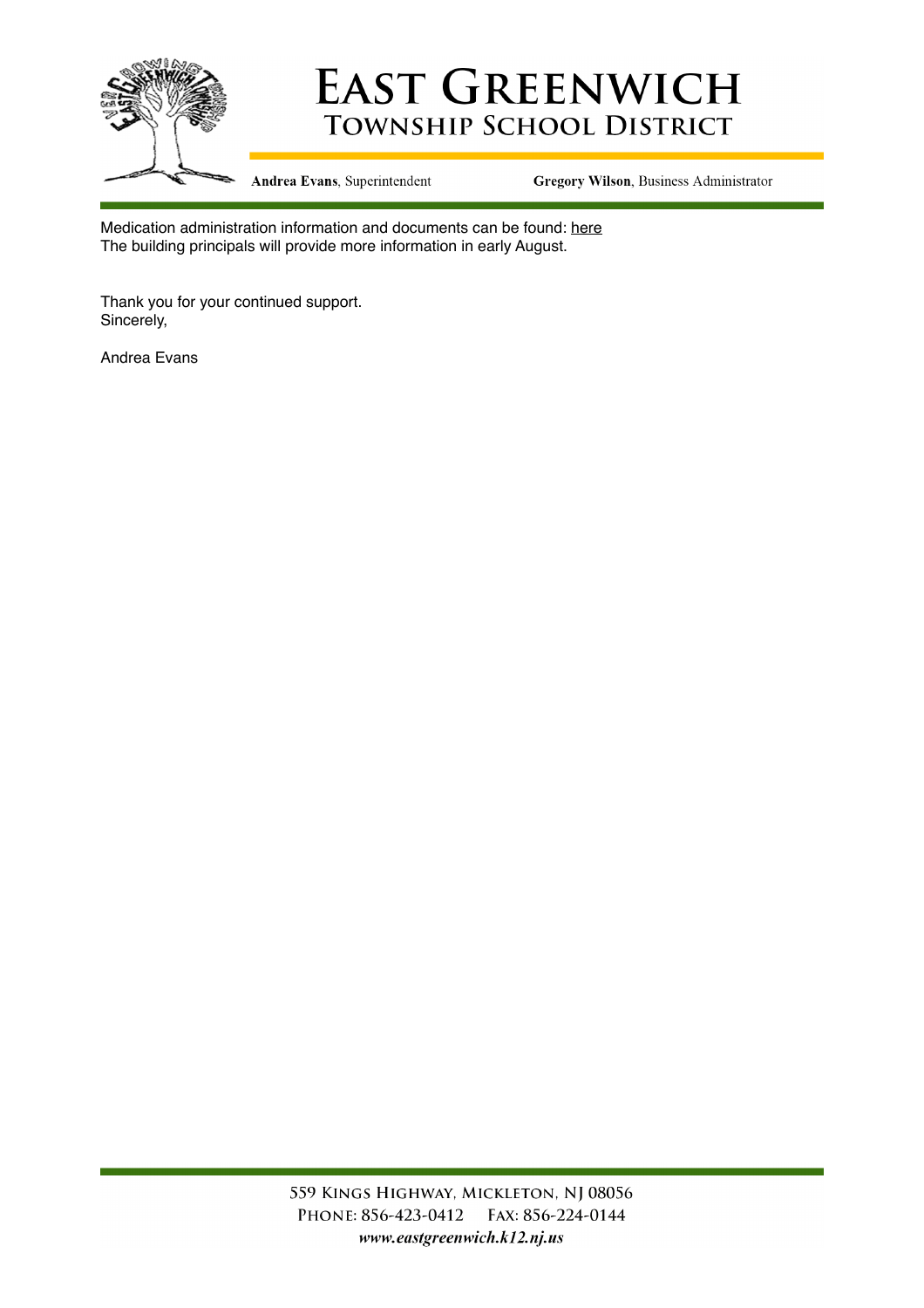Medication administration information and documents can be found: here
The building principals will provide more information in early August.

Thank you for your continued support.
Sincerely,

Andrea Evans